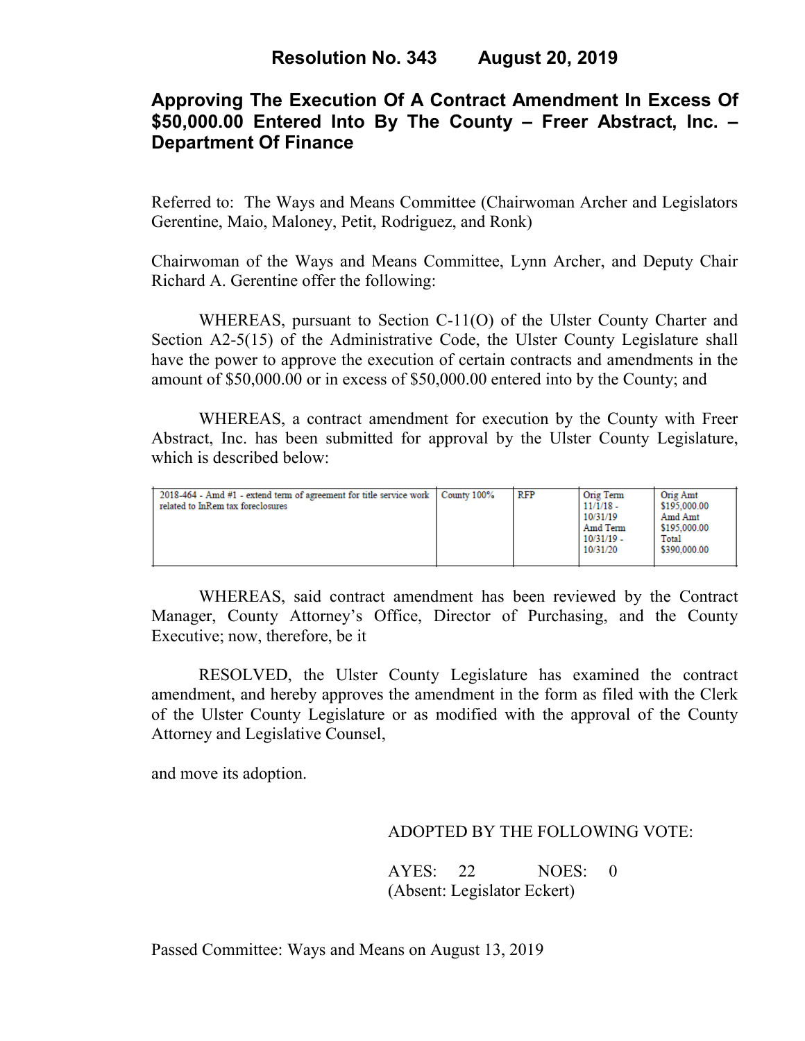**Resolution No. 343 August 20, 2019**

# Approving The Execution Of A Contract Amendment In Excess Of $50,000.00 Entered Into By The County – Freer Abstract, Inc. – Department Of Finance

Referred to: The Ways and Means Committee (Chairwoman Archer and Legislators Gerentine, Maio, Maloney, Petit, Rodriguez, and Ronk)

Chairwoman of the Ways and Means Committee, Lynn Archer, and Deputy Chair Richard A. Gerentine offer the following:

WHEREAS, pursuant to Section C-11(O) of the Ulster County Charter and Section A2-5(15) of the Administrative Code, the Ulster County Legislature shall have the power to approve the execution of certain contracts and amendments in the amount of $50,000.00 or in excess of $50,000.00 entered into by the County; and

WHEREAS, a contract amendment for execution by the County with Freer Abstract, Inc. has been submitted for approval by the Ulster County Legislature, which is described below:

| | | | | |
|---|---|---|---|---|
| 2018-464 - Amd #1 - extend term of agreement for title service work related to InRem tax foreclosures | County 100% | RFP | Orig Term 11/1/18 - 10/31/19 Amd Term 10/31/19 - 10/31/20 | Orig Amt $195,000.00 Amd Amt $195,000.00 Total $390,000.00 |

WHEREAS, said contract amendment has been reviewed by the Contract Manager, County Attorney's Office, Director of Purchasing, and the County Executive; now, therefore, be it

RESOLVED, the Ulster County Legislature has examined the contract amendment, and hereby approves the amendment in the form as filed with the Clerk of the Ulster County Legislature or as modified with the approval of the County Attorney and Legislative Counsel,

and move its adoption.

ADOPTED BY THE FOLLOWING VOTE:

AYES: 22 NOES: 0
(Absent: Legislator Eckert)

Passed Committee: Ways and Means on August 13, 2019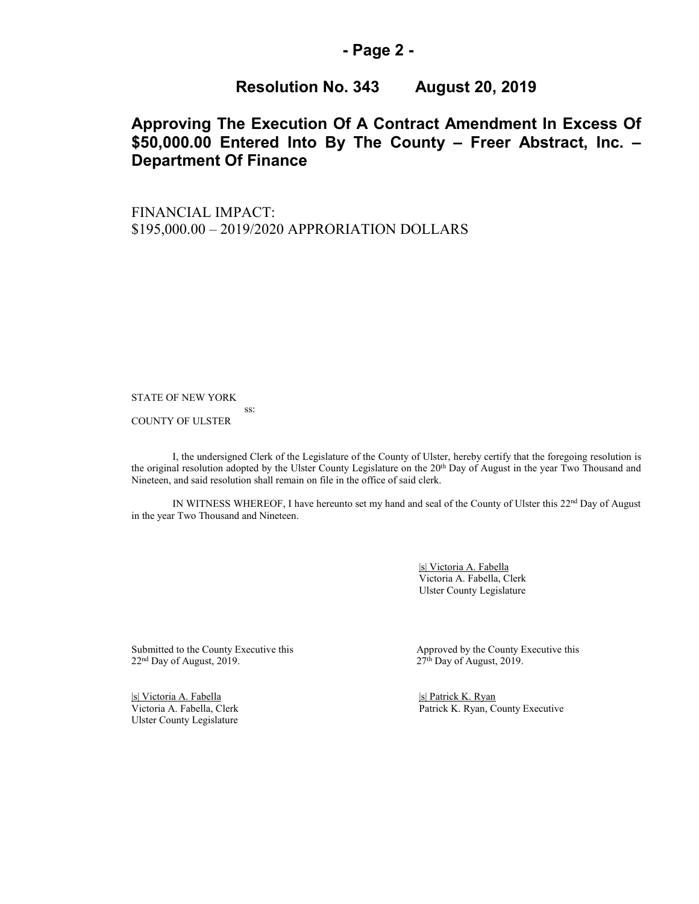# Resolution No. 343 August 20, 2019

## Approving The Execution Of A Contract Amendment In Excess Of $50,000.00 Entered Into By The County – Freer Abstract, Inc. – Department Of Finance

FINANCIAL IMPACT:
$195,000.00 – 2019/2020 APPRORIATION DOLLARS

STATE OF NEW YORK
ss:
COUNTY OF ULSTER

I, the undersigned Clerk of the Legislature of the County of Ulster, hereby certify that the foregoing resolution is the original resolution adopted by the Ulster County Legislature on the 20th Day of August in the year Two Thousand and Nineteen, and said resolution shall remain on file in the office of said clerk.

IN WITNESS WHEREOF, I have hereunto set my hand and seal of the County of Ulster this 22nd Day of August in the year Two Thousand and Nineteen.

|s| Victoria A. Fabella
Victoria A. Fabella, Clerk
Ulster County Legislature

Submitted to the County Executive this 22nd Day of August, 2019.

|s| Victoria A. Fabella
Victoria A. Fabella, Clerk
Ulster County Legislature

Approved by the County Executive this 27th Day of August, 2019.

|s| Patrick K. Ryan
Patrick K. Ryan, County Executive